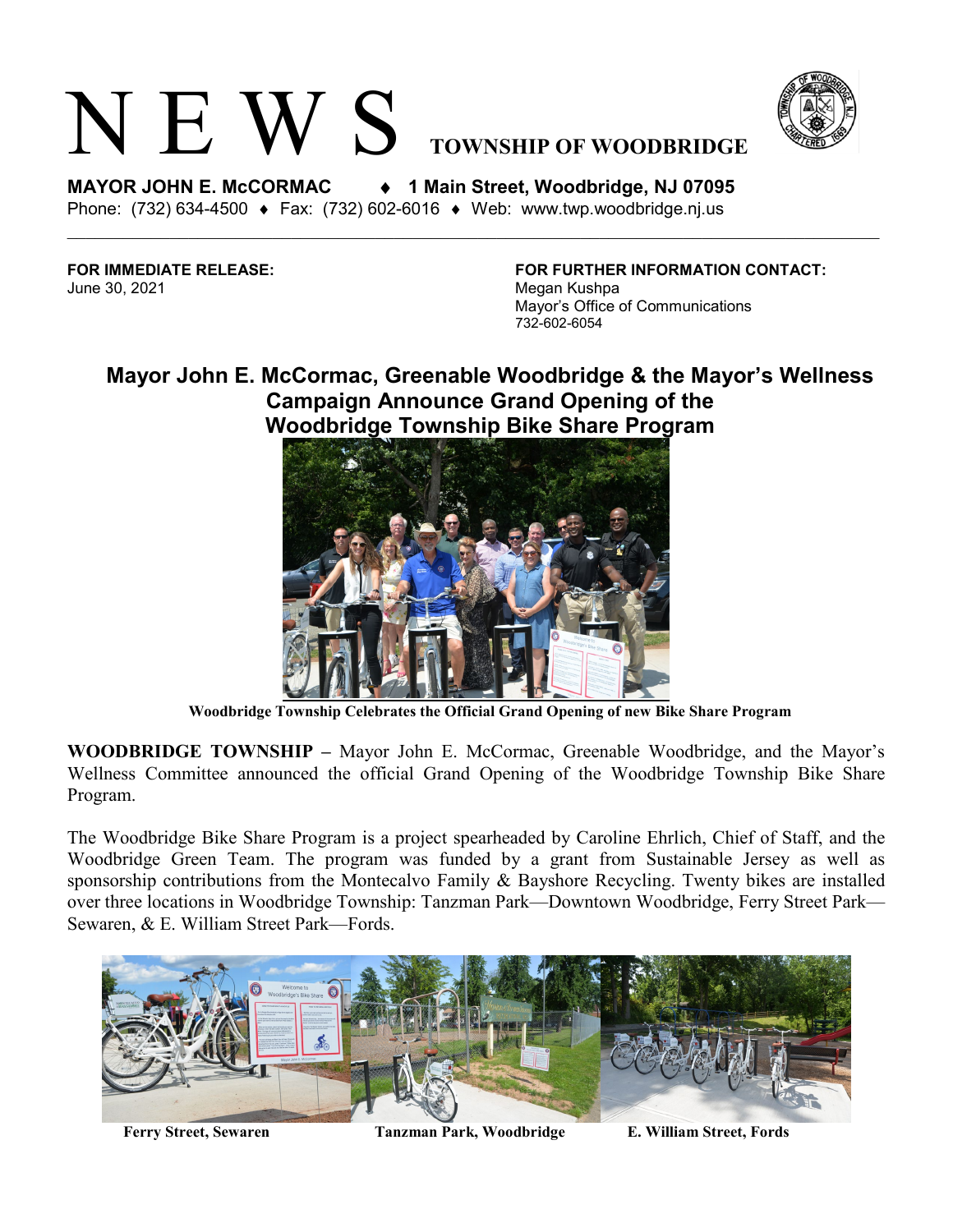# N E W S TOWNSHIP OF WOODBRIDGE

**MAYOR JOHN E. McCORMAC ♦ 1 Main Street, Woodbridge, NJ 07095**
Phone: (732) 634-4500 ♦ Fax: (732) 602-6016 ♦ Web: www.twp.woodbridge.nj.us

**FOR IMMEDIATE RELEASE:**
June 30, 2021

**FOR FURTHER INFORMATION CONTACT:**
Megan Kushpa
Mayor's Office of Communications
732-602-6054

## Mayor John E. McCormac, Greenable Woodbridge & the Mayor's Wellness Campaign Announce Grand Opening of the Woodbridge Township Bike Share Program

**Woodbridge Township Celebrates the Official Grand Opening of new Bike Share Program**

**WOODBRIDGE TOWNSHIP –** Mayor John E. McCormac, Greenable Woodbridge, and the Mayor's Wellness Committee announced the official Grand Opening of the Woodbridge Township Bike Share Program.

The Woodbridge Bike Share Program is a project spearheaded by Caroline Ehrlich, Chief of Staff, and the Woodbridge Green Team. The program was funded by a grant from Sustainable Jersey as well as sponsorship contributions from the Montecalvo Family & Bayshore Recycling. Twenty bikes are installed over three locations in Woodbridge Township: Tanzman Park—Downtown Woodbridge, Ferry Street Park—Sewaren, & E. William Street Park—Fords.

**Ferry Street, Sewaren** **Tanzman Park, Woodbridge** **E. William Street, Fords**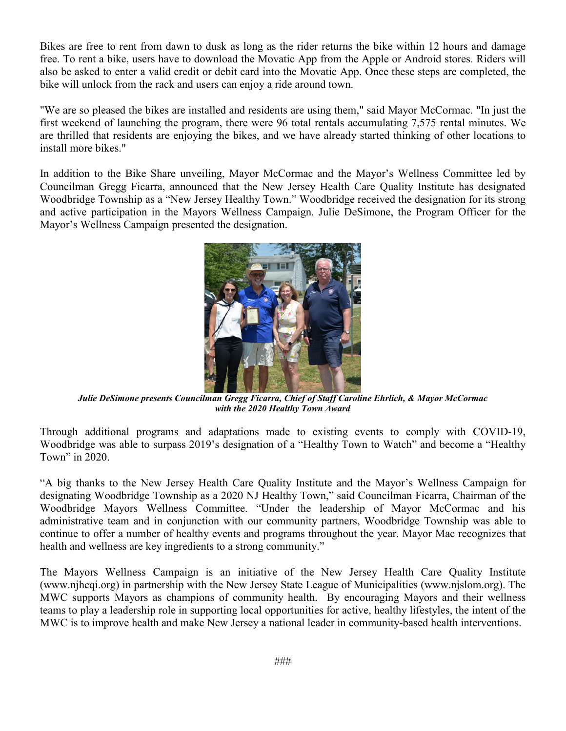Bikes are free to rent from dawn to dusk as long as the rider returns the bike within 12 hours and damage free. To rent a bike, users have to download the Movatic App from the Apple or Android stores. Riders will also be asked to enter a valid credit or debit card into the Movatic App. Once these steps are completed, the bike will unlock from the rack and users can enjoy a ride around town.

"We are so pleased the bikes are installed and residents are using them," said Mayor McCormac. "In just the first weekend of launching the program, there were 96 total rentals accumulating 7,575 rental minutes. We are thrilled that residents are enjoying the bikes, and we have already started thinking of other locations to install more bikes."

In addition to the Bike Share unveiling, Mayor McCormac and the Mayor's Wellness Committee led by Councilman Gregg Ficarra, announced that the New Jersey Health Care Quality Institute has designated Woodbridge Township as a "New Jersey Healthy Town." Woodbridge received the designation for its strong and active participation in the Mayors Wellness Campaign. Julie DeSimone, the Program Officer for the Mayor's Wellness Campaign presented the designation.

***Julie DeSimone presents Councilman Gregg Ficarra, Chief of Staff Caroline Ehrlich, & Mayor McCormac with the 2020 Healthy Town Award***

Through additional programs and adaptations made to existing events to comply with COVID-19, Woodbridge was able to surpass 2019's designation of a "Healthy Town to Watch" and become a "Healthy Town" in 2020.

"A big thanks to the New Jersey Health Care Quality Institute and the Mayor's Wellness Campaign for designating Woodbridge Township as a 2020 NJ Healthy Town," said Councilman Ficarra, Chairman of the Woodbridge Mayors Wellness Committee. "Under the leadership of Mayor McCormac and his administrative team and in conjunction with our community partners, Woodbridge Township was able to continue to offer a number of healthy events and programs throughout the year. Mayor Mac recognizes that health and wellness are key ingredients to a strong community."

The Mayors Wellness Campaign is an initiative of the New Jersey Health Care Quality Institute (www.njhcqi.org) in partnership with the New Jersey State League of Municipalities (www.njslom.org). The MWC supports Mayors as champions of community health. By encouraging Mayors and their wellness teams to play a leadership role in supporting local opportunities for active, healthy lifestyles, the intent of the MWC is to improve health and make New Jersey a national leader in community-based health interventions.

###